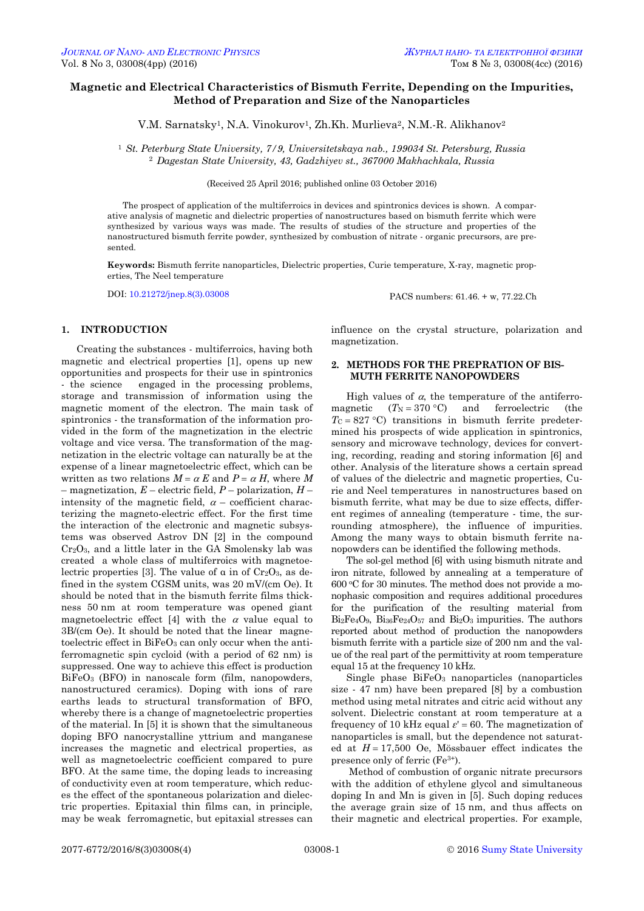# Magnetic and Electrical Characteristics of Bismuth Ferrite, Depending on the Impurities, Method of Preparation and Size of the Nanoparticles

V.M. Sarnatsky[1], N.A. Vinokurov[1], Zh.Kh. Murlieva[2], N.M.-R. Alikhanov[2]

[1] *St. Peterburg State University, 7/9, Universitetskaya nab., 199034 St. Petersburg, Russia*
[2] *Dagestan State University, 43, Gadzhiyev st., 367000 Makhachkala, Russia*

(Received 25 April 2016; published online 03 October 2016)

The prospect of application of the multiferroics in devices and spintronics devices is shown. A comparative analysis of magnetic and dielectric properties of nanostructures based on bismuth ferrite which were synthesized by various ways was made. The results of studies of the structure and properties of the nanostructured bismuth ferrite powder, synthesized by combustion of nitrate - organic precursors, are presented.

**Keywords:** Bismuth ferrite nanoparticles, Dielectric properties, Curie temperature, X-ray, magnetic properties, The Neel temperature

DOI: 10.21272/jnep.8(3).03008

PACS numbers: 61.46. + w, 77.22.Ch

## 1. INTRODUCTION

Creating the substances - multiferroics, having both magnetic and electrical properties [1], opens up new opportunities and prospects for their use in spintronics - the science engaged in the processing problems, storage and transmission of information using the magnetic moment of the electron. The main task of spintronics - the transformation of the information provided in the form of the magnetization in the electric voltage and vice versa. The transformation of the magnetization in the electric voltage can naturally be at the expense of a linear magnetoelectric effect, which can be written as two relations $M = \alpha E$ and $P = \alpha H$, where $M$ – magnetization, $E$ – electric field, $P$ – polarization, $H$ – intensity of the magnetic field, $\alpha$ – coefficient characterizing the magneto-electric effect. For the first time the interaction of the electronic and magnetic subsystems was observed Astrov DN [2] in the compound $Cr_2O_3$, and a little later in the GA Smolensky lab was created a whole class of multiferroics with magnetoelectric properties [3]. The value of α in of $Cr_2O_3$, as defined in the system CGSM units, was 20 mV/(cm Oe). It should be noted that in the bismuth ferrite films thickness 50 nm at room temperature was opened giant magnetoelectric effect [4] with the $\alpha$ value equal to 3B/(cm Oe). It should be noted that the linear magnetoelectric effect in $BiFeO_3$ can only occur when the antiferromagnetic spin cycloid (with a period of 62 nm) is suppressed. One way to achieve this effect is production $BiFeO_3$ (BFO) in nanoscale form (film, nanopowders, nanostructured ceramics). Doping with ions of rare earths leads to structural transformation of BFO, whereby there is a change of magnetoelectric properties of the material. In [5] it is shown that the simultaneous doping BFO nanocrystalline yttrium and manganese increases the magnetic and electrical properties, as well as magnetoelectric coefficient compared to pure BFO. At the same time, the doping leads to increasing of conductivity even at room temperature, which reduces the effect of the spontaneous polarization and dielectric properties. Epitaxial thin films can, in principle, may be weak ferromagnetic, but epitaxial stresses can influence on the crystal structure, polarization and magnetization.

## 2. METHODS FOR THE PREPRATION OF BISMUTH FERRITE NANOPOWDERS

High values of $\alpha$, the temperature of the antiferromagnetic ($T_N = 370$ °C) and ferroelectric (the $T_C = 827$ °C) transitions in bismuth ferrite predetermined his prospects of wide application in spintronics, sensory and microwave technology, devices for converting, recording, reading and storing information [6] and other. Analysis of the literature shows a certain spread of values of the dielectric and magnetic properties, Curie and Neel temperatures in nanostructures based on bismuth ferrite, what may be due to size effects, different regimes of annealing (temperature - time, the surrounding atmosphere), the influence of impurities. Among the many ways to obtain bismuth ferrite nanopowders can be identified the following methods.

The sol-gel method [6] with using bismuth nitrate and iron nitrate, followed by annealing at a temperature of 600 °C for 30 minutes. The method does not provide a monophasic composition and requires additional procedures for the purification of the resulting material from $Bi_2Fe_4O_9$, $Bi_{36}Fe_{24}O_{57}$ and $Bi_2O_3$ impurities. The authors reported about method of production the nanopowders bismuth ferrite with a particle size of 200 nm and the value of the real part of the permittivity at room temperature equal 15 at the frequency 10 kHz.

Single phase $BiFeO_3$ nanoparticles (nanoparticles size - 47 nm) have been prepared [8] by a combustion method using metal nitrates and citric acid without any solvent. Dielectric constant at room temperature at a frequency of 10 kHz equal $\varepsilon' = 60$. The magnetization of nanoparticles is small, but the dependence not saturated at $H = 17{,}500$ Oe, Mössbauer effect indicates the presence only of ferric ($Fe^{3+}$).

Method of combustion of organic nitrate precursors with the addition of ethylene glycol and simultaneous doping In and Mn is given in [5]. Such doping reduces the average grain size of 15 nm, and thus affects on their magnetic and electrical properties. For example,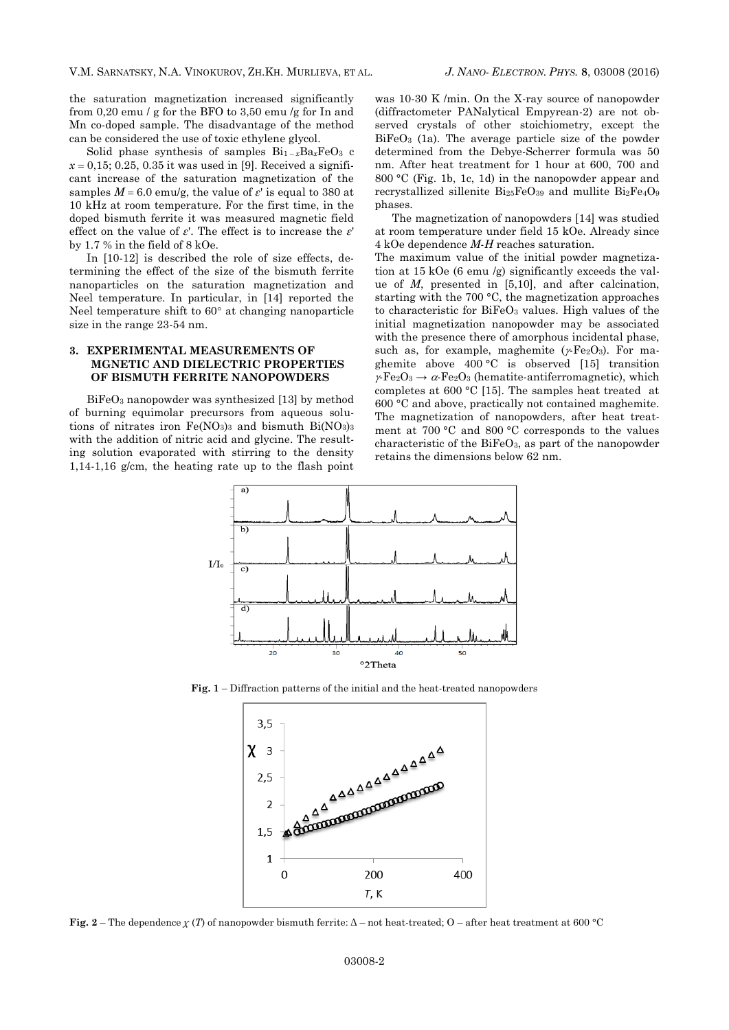the saturation magnetization increased significantly from 0,20 emu / g for the BFO to 3,50 emu /g for In and Mn co-doped sample. The disadvantage of the method can be considered the use of toxic ethylene glycol.

Solid phase synthesis of samples $Bi_{1-x}Ba_xFeO_3$ c $x = 0{,}15$; 0.25, 0.35 it was used in [9]. Received a significant increase of the saturation magnetization of the samples $M = 6.0$ emu/g, the value of $\varepsilon'$ is equal to 380 at 10 kHz at room temperature. For the first time, in the doped bismuth ferrite it was measured magnetic field effect on the value of $\varepsilon'$. The effect is to increase the $\varepsilon'$ by 1.7 % in the field of 8 kOe.

In [10-12] is described the role of size effects, determining the effect of the size of the bismuth ferrite nanoparticles on the saturation magnetization and Neel temperature. In particular, in [14] reported the Neel temperature shift to 60° at changing nanoparticle size in the range 23-54 nm.

## 3. EXPERIMENTAL MEASUREMENTS OF MGNETIC AND DIELECTRIC PROPERTIES OF BISMUTH FERRITE NANOPOWDERS

$BiFeO_3$ nanopowder was synthesized [13] by method of burning equimolar precursors from aqueous solutions of nitrates iron $Fe(NO_3)_3$ and bismuth $Bi(NO_3)_3$ with the addition of nitric acid and glycine. The resulting solution evaporated with stirring to the density 1,14-1,16 g/cm, the heating rate up to the flash point was 10-30 K /min. On the X-ray source of nanopowder (diffractometer PANalytical Empyrean-2) are not observed crystals of other stoichiometry, except the $BiFeO_3$ (1a). The average particle size of the powder determined from the Debye-Scherrer formula was 50 nm. After heat treatment for 1 hour at 600, 700 and 800 °C (Fig. 1b, 1c, 1d) in the nanopowder appear and recrystallized sillenite $Bi_{25}FeO_{39}$ and mullite $Bi_2Fe_4O_9$ phases.

The magnetization of nanopowders [14] was studied at room temperature under field 15 kOe. Already since 4 kOe dependence *M-H* reaches saturation.

The maximum value of the initial powder magnetization at 15 kOe (6 emu /g) significantly exceeds the value of *M*, presented in [5,10], and after calcination, starting with the 700 °C, the magnetization approaches to characteristic for $BiFeO_3$ values. High values of the initial magnetization nanopowder may be associated with the presence there of amorphous incidental phase, such as, for example, maghemite ($\gamma$-$Fe_2O_3$). For maghemite above 400 °C is observed [15] transition $\gamma$-$Fe_2O_3 \rightarrow \alpha$-$Fe_2O_3$ (hematite-antiferromagnetic), which completes at 600 °C [15]. The samples heat treated at 600 °C and above, practically not contained maghemite. The magnetization of nanopowders, after heat treatment at 700 °C and 800 °C corresponds to the values characteristic of the $BiFeO_3$, as part of the nanopowder retains the dimensions below 62 nm.

**Fig. 1** – Diffraction patterns of the initial and the heat-treated nanopowders

**Fig. 2** – The dependence $\chi$ (*T*) of nanopowder bismuth ferrite: Δ – not heat-treated; O – after heat treatment at 600 °C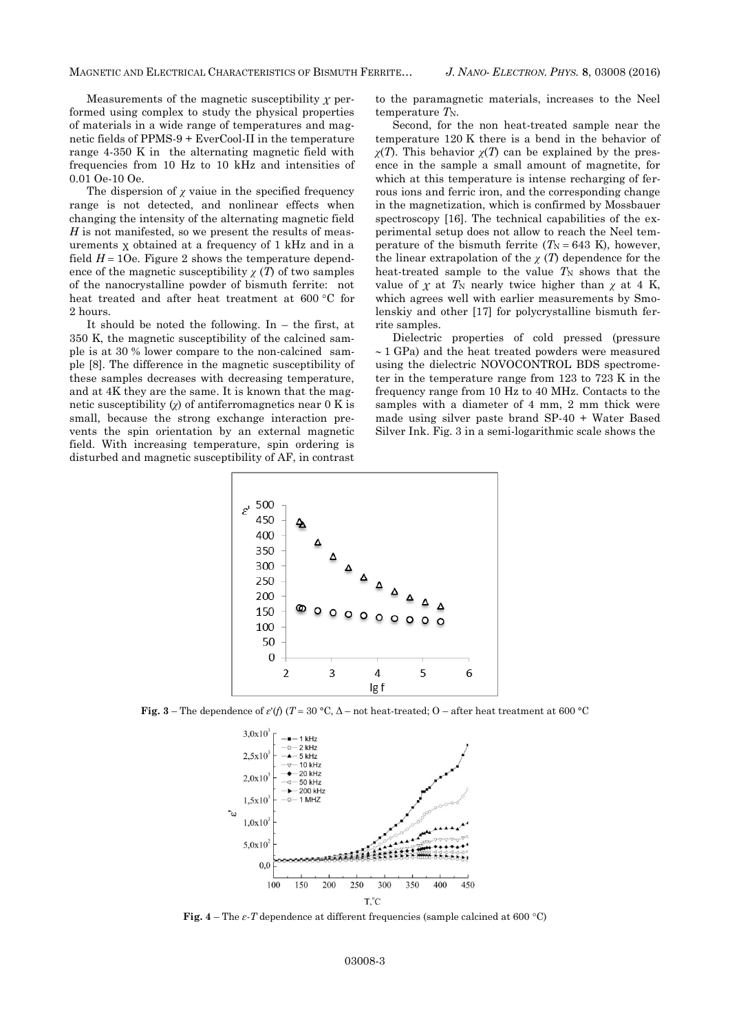Measurements of the magnetic susceptibility $\chi$ performed using complex to study the physical properties of materials in a wide range of temperatures and magnetic fields of PPMS-9 + EverCool-II in the temperature range 4-350 K in the alternating magnetic field with frequencies from 10 Hz to 10 kHz and intensities of 0.01 Oe-10 Oe.

The dispersion of $\chi$ vaiue in the specified frequency range is not detected, and nonlinear effects when changing the intensity of the alternating magnetic field $H$ is not manifested, so we present the results of measurements χ obtained at a frequency of 1 kHz and in a field $H$ = 1Oe. Figure 2 shows the temperature dependence of the magnetic susceptibility $\chi$ ($T$) of two samples of the nanocrystalline powder of bismuth ferrite: not heat treated and after heat treatment at 600 °C for 2 hours.

It should be noted the following. In – the first, at 350 K, the magnetic susceptibility of the calcined sample is at 30 % lower compare to the non-calcined sample [8]. The difference in the magnetic susceptibility of these samples decreases with decreasing temperature, and at 4K they are the same. It is known that the magnetic susceptibility ($\chi$) of antiferromagnetics near 0 K is small, because the strong exchange interaction prevents the spin orientation by an external magnetic field. With increasing temperature, spin ordering is disturbed and magnetic susceptibility of AF, in contrast to the paramagnetic materials, increases to the Neel temperature $T_N$.

Second, for the non heat-treated sample near the temperature 120 K there is a bend in the behavior of $\chi(T)$. This behavior $\chi(T)$ can be explained by the presence in the sample a small amount of magnetite, for which at this temperature is intense recharging of ferrous ions and ferric iron, and the corresponding change in the magnetization, which is confirmed by Mossbauer spectroscopy [16]. The technical capabilities of the experimental setup does not allow to reach the Neel temperature of the bismuth ferrite ($T_N$ = 643 K), however, the linear extrapolation of the $\chi$ ($T$) dependence for the heat-treated sample to the value $T_N$ shows that the value of $\chi$ at $T_N$ nearly twice higher than $\chi$ at 4 K, which agrees well with earlier measurements by Smolenskiy and other [17] for polycrystalline bismuth ferrite samples.

Dielectric properties of cold pressed (pressure ~ 1 GPa) and the heat treated powders were measured using the dielectric NOVOCONTROL BDS spectrometer in the temperature range from 123 to 723 K in the frequency range from 10 Hz to 40 MHz. Contacts to the samples with a diameter of 4 mm, 2 mm thick were made using silver paste brand SP-40 + Water Based Silver Ink. Fig. 3 in a semi-logarithmic scale shows the

**Fig. 3** – The dependence of $\varepsilon'(f)$ ($T$ = 30 °C, Δ – not heat-treated; O – after heat treatment at 600 °C

**Fig. 4** – The $\varepsilon$-$T$ dependence at different frequencies (sample calcined at 600 °C)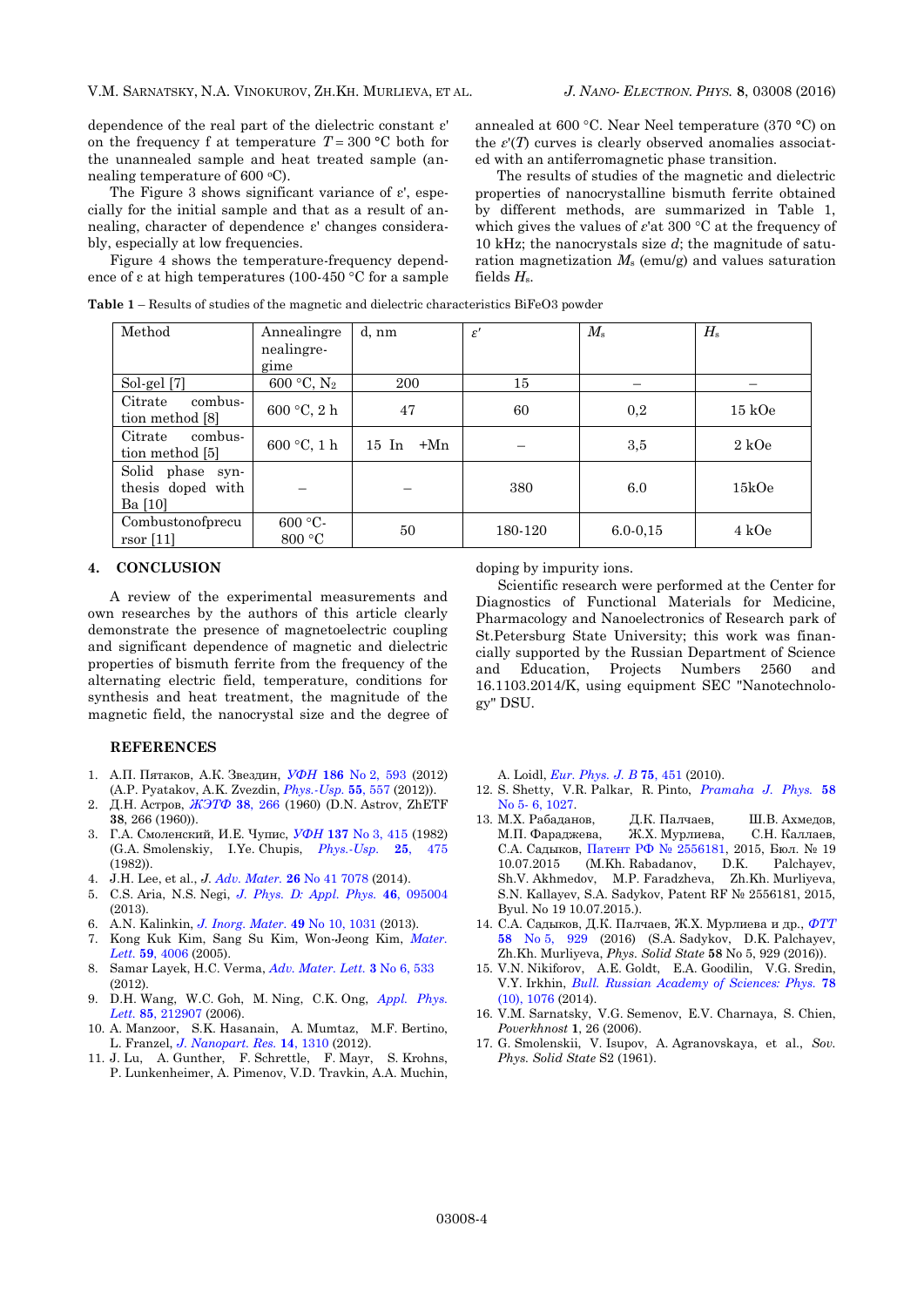dependence of the real part of the dielectric constant ε' on the frequency f at temperature $T = 300$ °C both for the unannealed sample and heat treated sample (annealing temperature of 600 °C).

The Figure 3 shows significant variance of ε', especially for the initial sample and that as a result of annealing, character of dependence ε' changes considerably, especially at low frequencies.

Figure 4 shows the temperature-frequency dependence of ε at high temperatures (100-450 °C for a sample annealed at 600 °C. Near Neel temperature (370 °C) on the ε'(T) curves is clearly observed anomalies associated with an antiferromagnetic phase transition.

The results of studies of the magnetic and dielectric properties of nanocrystalline bismuth ferrite obtained by different methods, are summarized in Table 1, which gives the values of ε'at 300 °C at the frequency of 10 kHz; the nanocrystals size $d$; the magnitude of saturation magnetization $M_s$ (emu/g) and values saturation fields $H_s$.

**Table 1** – Results of studies of the magnetic and dielectric characteristics BiFeO3 powder

| Method | Annealingre nealingre-gime | d, nm | $\varepsilon'$ | $M_s$ | $H_s$ |
|---|---|---|---|---|---|
| Sol-gel [7] | 600 °C, $N_2$ | 200 | 15 | – | – |
| Citrate combustion method [8] | 600 °C, 2 h | 47 | 60 | 0,2 | 15 kOe |
| Citrate combustion method [5] | 600 °C, 1 h | 15 In +Mn | – | 3,5 | 2 kOe |
| Solid phase synthesis doped with Ba [10] | – | – | 380 | 6.0 | 15kOe |
| Combustonofprecursor [11] | 600 °C-800 °C | 50 | 180-120 | 6.0-0,15 | 4 kOe |

## 4. CONCLUSION

A review of the experimental measurements and own researches by the authors of this article clearly demonstrate the presence of magnetoelectric coupling and significant dependence of magnetic and dielectric properties of bismuth ferrite from the frequency of the alternating electric field, temperature, conditions for synthesis and heat treatment, the magnitude of the magnetic field, the nanocrystal size and the degree of doping by impurity ions.

Scientific research were performed at the Center for Diagnostics of Functional Materials for Medicine, Pharmacology and Nanoelectronics of Research park of St.Petersburg State University; this work was financially supported by the Russian Department of Science and Education, Projects Numbers 2560 and 16.1103.2014/K, using equipment SEC "Nanotechnology" DSU.

## REFERENCES

1. А.П. Пятаков, А.К. Звездин, *УФН* **186** No 2, 593 (2012) (A.P. Pyatakov, A.K. Zvezdin, *Phys.-Usp.* **55**, 557 (2012)).
2. Д.Н. Астров, *ЖЭТФ* **38**, 266 (1960) (D.N. Astrov, ZhETF **38**, 266 (1960)).
3. Г.А. Смоленский, И.Е. Чупис, *УФН* **137** No 3, 415 (1982) (G.A. Smolenskiy, I.Ye. Chupis, *Phys.-Usp.* **25**, 475 (1982)).
4. J.H. Lee, et al., *J. Adv. Mater.* **26** No 41 7078 (2014).
5. C.S. Aria, N.S. Negi, *J. Phys. D: Appl. Phys.* **46**, 095004 (2013).
6. A.N. Kalinkin, *J. Inorg. Mater.* **49** No 10, 1031 (2013).
7. Kong Kuk Kim, Sang Su Kim, Won-Jeong Kim, *Mater. Lett.* **59**, 4006 (2005).
8. Samar Layek, H.C. Verma, *Adv. Mater. Lett.* **3** No 6, 533 (2012).
9. D.H. Wang, W.C. Goh, M. Ning, C.K. Ong, *Appl. Phys. Lett.* **85**, 212907 (2006).
10. A. Manzoor, S.K. Hasanain, A. Mumtaz, M.F. Bertino, L. Franzel, *J. Nanopart. Res.* **14**, 1310 (2012).
11. J. Lu, A. Gunther, F. Schrettle, F. Mayr, S. Krohns, P. Lunkenheimer, A. Pimenov, V.D. Travkin, A.A. Muchin, A. Loidl, *Eur. Phys. J. B* **75**, 451 (2010).
12. S. Shetty, V.R. Palkar, R. Pinto, *Pramaha J. Phys.* **58** No 5- 6, 1027.
13. М.Х. Рабаданов, Д.К. Палчаев, Ш.В. Ахмедов, М.П. Фараджева, Ж.Х. Мурлиева, С.Н. Каллаев, С.А. Садыков, Патент РФ № 2556181, 2015, Бюл. № 19 10.07.2015 (M.Kh. Rabadanov, D.K. Palchayev, Sh.V. Akhmedov, M.P. Faradzheva, Zh.Kh. Murliyeva, S.N. Kallayev, S.A. Sadykov, Patent RF № 2556181, 2015, Byul. No 19 10.07.2015.).
14. С.А. Садыков, Д.К. Палчаев, Ж.Х. Мурлиева и др., *ФТТ* **58** No 5, 929 (2016) (S.A. Sadykov, D.K. Palchayev, Zh.Kh. Murliyeva, *Phys. Solid State* **58** No 5, 929 (2016)).
15. V.N. Nikiforov, A.E. Goldt, E.A. Goodilin, V.G. Sredin, V.Y. Irkhin, *Bull. Russian Academy of Sciences: Phys.* **78** (10), 1076 (2014).
16. V.M. Sarnatsky, V.G. Semenov, E.V. Charnaya, S. Chien, *Poverkhnost* **1**, 26 (2006).
17. G. Smolenskii, V. Isupov, A. Agranovskaya, et al., *Sov. Phys. Solid State* S2 (1961).